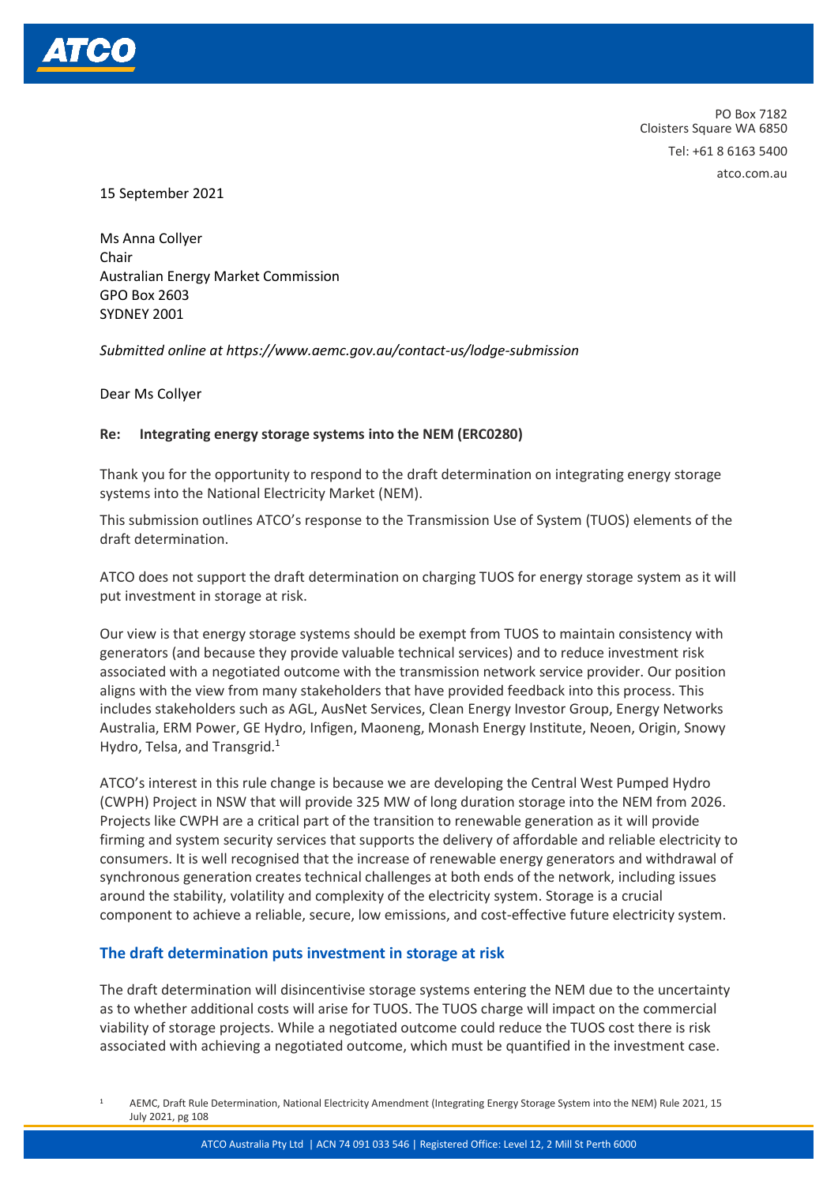PO Box 7182
Cloisters Square WA 6850
Tel: +61 8 6163 5400
atco.com.au

15 September 2021

Ms Anna Collyer
Chair
Australian Energy Market Commission
GPO Box 2603
SYDNEY 2001

*Submitted online at https://www.aemc.gov.au/contact-us/lodge-submission*

Dear Ms Collyer

**Re: Integrating energy storage systems into the NEM (ERC0280)**

Thank you for the opportunity to respond to the draft determination on integrating energy storage systems into the National Electricity Market (NEM).

This submission outlines ATCO's response to the Transmission Use of System (TUOS) elements of the draft determination.

ATCO does not support the draft determination on charging TUOS for energy storage system as it will put investment in storage at risk.

Our view is that energy storage systems should be exempt from TUOS to maintain consistency with generators (and because they provide valuable technical services) and to reduce investment risk associated with a negotiated outcome with the transmission network service provider. Our position aligns with the view from many stakeholders that have provided feedback into this process. This includes stakeholders such as AGL, AusNet Services, Clean Energy Investor Group, Energy Networks Australia, ERM Power, GE Hydro, Infigen, Maoneng, Monash Energy Institute, Neoen, Origin, Snowy Hydro, Telsa, and Transgrid.[1]

ATCO's interest in this rule change is because we are developing the Central West Pumped Hydro (CWPH) Project in NSW that will provide 325 MW of long duration storage into the NEM from 2026. Projects like CWPH are a critical part of the transition to renewable generation as it will provide firming and system security services that supports the delivery of affordable and reliable electricity to consumers. It is well recognised that the increase of renewable energy generators and withdrawal of synchronous generation creates technical challenges at both ends of the network, including issues around the stability, volatility and complexity of the electricity system. Storage is a crucial component to achieve a reliable, secure, low emissions, and cost-effective future electricity system.

## The draft determination puts investment in storage at risk

The draft determination will disincentivise storage systems entering the NEM due to the uncertainty as to whether additional costs will arise for TUOS. The TUOS charge will impact on the commercial viability of storage projects. While a negotiated outcome could reduce the TUOS cost there is risk associated with achieving a negotiated outcome, which must be quantified in the investment case.

[1] AEMC, Draft Rule Determination, National Electricity Amendment (Integrating Energy Storage System into the NEM) Rule 2021, 15 July 2021, pg 108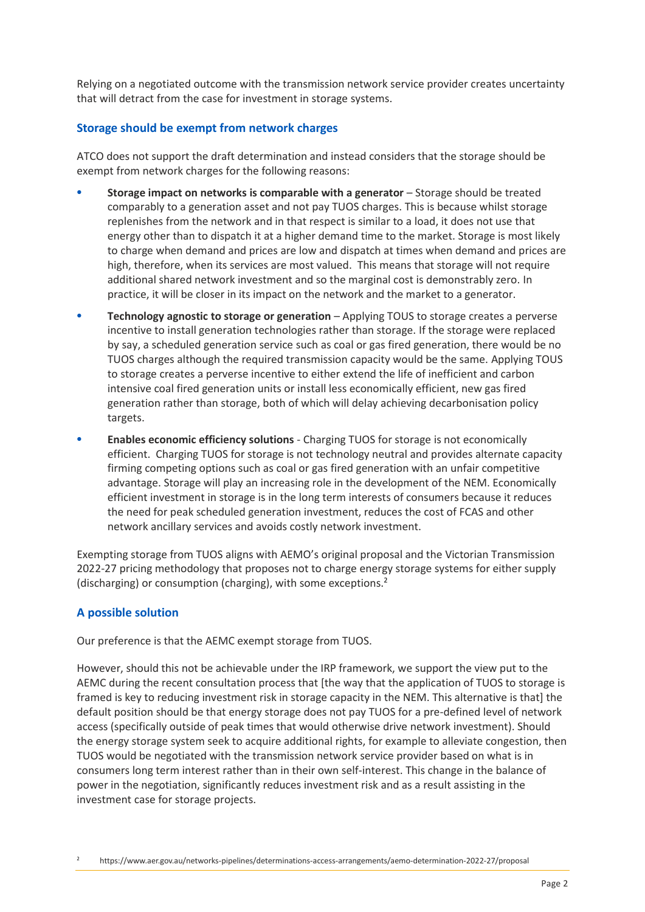Relying on a negotiated outcome with the transmission network service provider creates uncertainty that will detract from the case for investment in storage systems.

## Storage should be exempt from network charges

ATCO does not support the draft determination and instead considers that the storage should be exempt from network charges for the following reasons:

- **Storage impact on networks is comparable with a generator** – Storage should be treated comparably to a generation asset and not pay TUOS charges. This is because whilst storage replenishes from the network and in that respect is similar to a load, it does not use that energy other than to dispatch it at a higher demand time to the market. Storage is most likely to charge when demand and prices are low and dispatch at times when demand and prices are high, therefore, when its services are most valued. This means that storage will not require additional shared network investment and so the marginal cost is demonstrably zero. In practice, it will be closer in its impact on the network and the market to a generator.
- **Technology agnostic to storage or generation** – Applying TOUS to storage creates a perverse incentive to install generation technologies rather than storage. If the storage were replaced by say, a scheduled generation service such as coal or gas fired generation, there would be no TUOS charges although the required transmission capacity would be the same. Applying TOUS to storage creates a perverse incentive to either extend the life of inefficient and carbon intensive coal fired generation units or install less economically efficient, new gas fired generation rather than storage, both of which will delay achieving decarbonisation policy targets.
- **Enables economic efficiency solutions** - Charging TUOS for storage is not economically efficient. Charging TUOS for storage is not technology neutral and provides alternate capacity firming competing options such as coal or gas fired generation with an unfair competitive advantage. Storage will play an increasing role in the development of the NEM. Economically efficient investment in storage is in the long term interests of consumers because it reduces the need for peak scheduled generation investment, reduces the cost of FCAS and other network ancillary services and avoids costly network investment.

Exempting storage from TUOS aligns with AEMO's original proposal and the Victorian Transmission 2022-27 pricing methodology that proposes not to charge energy storage systems for either supply (discharging) or consumption (charging), with some exceptions.[2]

## A possible solution

Our preference is that the AEMC exempt storage from TUOS.

However, should this not be achievable under the IRP framework, we support the view put to the AEMC during the recent consultation process that [the way that the application of TUOS to storage is framed is key to reducing investment risk in storage capacity in the NEM. This alternative is that] the default position should be that energy storage does not pay TUOS for a pre-defined level of network access (specifically outside of peak times that would otherwise drive network investment). Should the energy storage system seek to acquire additional rights, for example to alleviate congestion, then TUOS would be negotiated with the transmission network service provider based on what is in consumers long term interest rather than in their own self-interest. This change in the balance of power in the negotiation, significantly reduces investment risk and as a result assisting in the investment case for storage projects.

[2] https://www.aer.gov.au/networks-pipelines/determinations-access-arrangements/aemo-determination-2022-27/proposal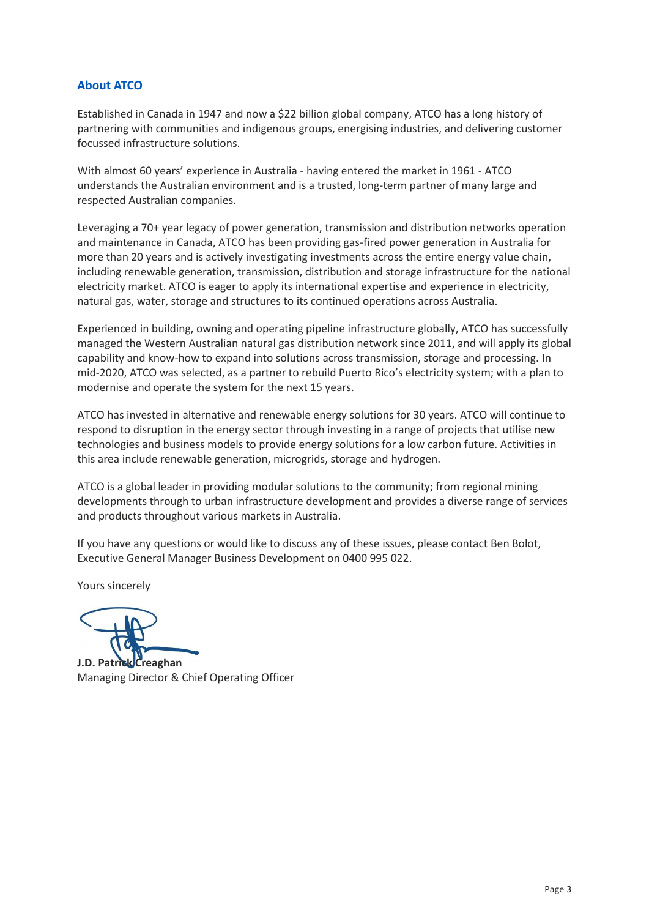## About ATCO

Established in Canada in 1947 and now a $22 billion global company, ATCO has a long history of partnering with communities and indigenous groups, energising industries, and delivering customer focussed infrastructure solutions.

With almost 60 years' experience in Australia - having entered the market in 1961 - ATCO understands the Australian environment and is a trusted, long-term partner of many large and respected Australian companies.

Leveraging a 70+ year legacy of power generation, transmission and distribution networks operation and maintenance in Canada, ATCO has been providing gas-fired power generation in Australia for more than 20 years and is actively investigating investments across the entire energy value chain, including renewable generation, transmission, distribution and storage infrastructure for the national electricity market. ATCO is eager to apply its international expertise and experience in electricity, natural gas, water, storage and structures to its continued operations across Australia.

Experienced in building, owning and operating pipeline infrastructure globally, ATCO has successfully managed the Western Australian natural gas distribution network since 2011, and will apply its global capability and know-how to expand into solutions across transmission, storage and processing. In mid-2020, ATCO was selected, as a partner to rebuild Puerto Rico's electricity system; with a plan to modernise and operate the system for the next 15 years.

ATCO has invested in alternative and renewable energy solutions for 30 years. ATCO will continue to respond to disruption in the energy sector through investing in a range of projects that utilise new technologies and business models to provide energy solutions for a low carbon future. Activities in this area include renewable generation, microgrids, storage and hydrogen.

ATCO is a global leader in providing modular solutions to the community; from regional mining developments through to urban infrastructure development and provides a diverse range of services and products throughout various markets in Australia.

If you have any questions or would like to discuss any of these issues, please contact Ben Bolot, Executive General Manager Business Development on 0400 995 022.

Yours sincerely

**J.D. Patrick Creaghan**
Managing Director & Chief Operating Officer